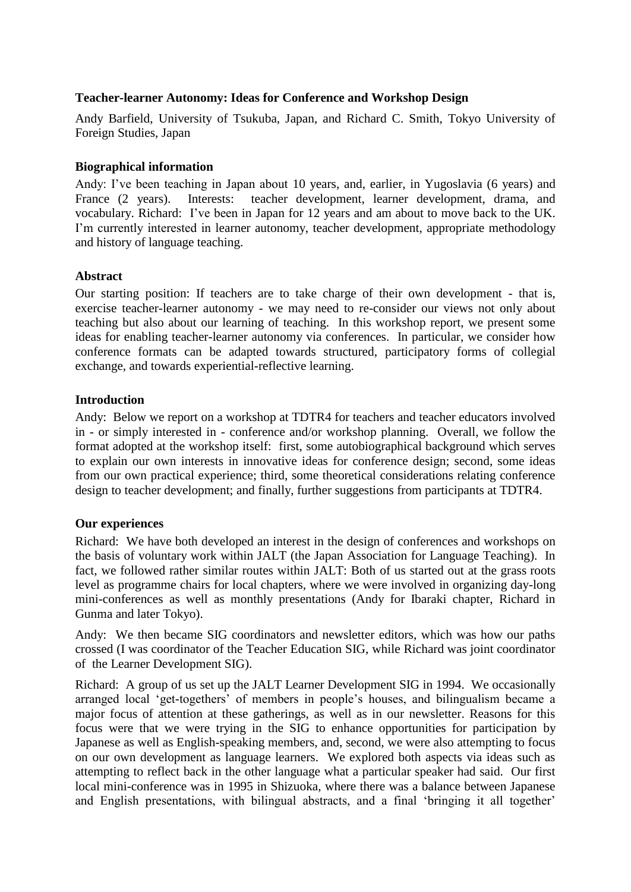**Teacher-learner Autonomy: Ideas for Conference and Workshop Design**

Andy Barfield, University of Tsukuba, Japan, and Richard C. Smith, Tokyo University of Foreign Studies, Japan

**Biographical information**

Andy: I've been teaching in Japan about 10 years, and, earlier, in Yugoslavia (6 years) and France (2 years). Interests: teacher development, learner development, drama, and vocabulary. Richard: I've been in Japan for 12 years and am about to move back to the UK. I'm currently interested in learner autonomy, teacher development, appropriate methodology and history of language teaching.

**Abstract**

Our starting position: If teachers are to take charge of their own development - that is, exercise teacher-learner autonomy - we may need to re-consider our views not only about teaching but also about our learning of teaching. In this workshop report, we present some ideas for enabling teacher-learner autonomy via conferences. In particular, we consider how conference formats can be adapted towards structured, participatory forms of collegial exchange, and towards experiential-reflective learning.

**Introduction**

Andy: Below we report on a workshop at TDTR4 for teachers and teacher educators involved in - or simply interested in - conference and/or workshop planning. Overall, we follow the format adopted at the workshop itself: first, some autobiographical background which serves to explain our own interests in innovative ideas for conference design; second, some ideas from our own practical experience; third, some theoretical considerations relating conference design to teacher development; and finally, further suggestions from participants at TDTR4.

**Our experiences**

Richard: We have both developed an interest in the design of conferences and workshops on the basis of voluntary work within JALT (the Japan Association for Language Teaching). In fact, we followed rather similar routes within JALT: Both of us started out at the grass roots level as programme chairs for local chapters, where we were involved in organizing day-long mini-conferences as well as monthly presentations (Andy for Ibaraki chapter, Richard in Gunma and later Tokyo).

Andy: We then became SIG coordinators and newsletter editors, which was how our paths crossed (I was coordinator of the Teacher Education SIG, while Richard was joint coordinator of the Learner Development SIG).

Richard: A group of us set up the JALT Learner Development SIG in 1994. We occasionally arranged local 'get-togethers' of members in people's houses, and bilingualism became a major focus of attention at these gatherings, as well as in our newsletter. Reasons for this focus were that we were trying in the SIG to enhance opportunities for participation by Japanese as well as English-speaking members, and, second, we were also attempting to focus on our own development as language learners. We explored both aspects via ideas such as attempting to reflect back in the other language what a particular speaker had said. Our first local mini-conference was in 1995 in Shizuoka, where there was a balance between Japanese and English presentations, with bilingual abstracts, and a final 'bringing it all together'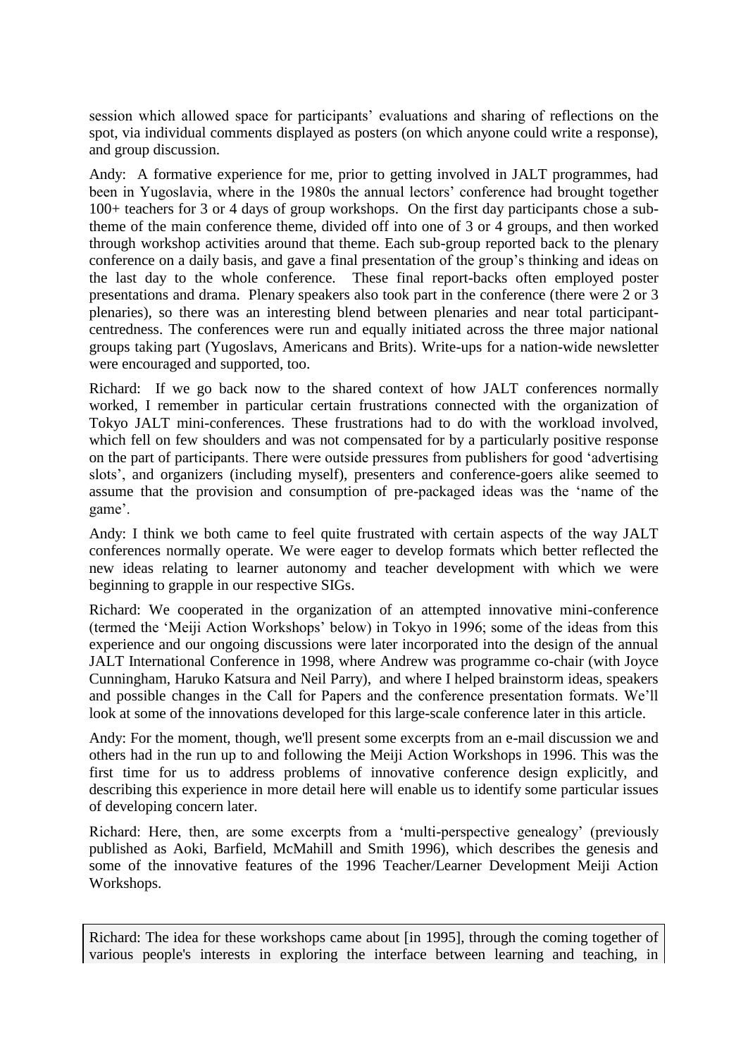session which allowed space for participants' evaluations and sharing of reflections on the spot, via individual comments displayed as posters (on which anyone could write a response), and group discussion.

Andy: A formative experience for me, prior to getting involved in JALT programmes, had been in Yugoslavia, where in the 1980s the annual lectors' conference had brought together 100+ teachers for 3 or 4 days of group workshops. On the first day participants chose a sub-theme of the main conference theme, divided off into one of 3 or 4 groups, and then worked through workshop activities around that theme. Each sub-group reported back to the plenary conference on a daily basis, and gave a final presentation of the group's thinking and ideas on the last day to the whole conference. These final report-backs often employed poster presentations and drama. Plenary speakers also took part in the conference (there were 2 or 3 plenaries), so there was an interesting blend between plenaries and near total participant-centredness. The conferences were run and equally initiated across the three major national groups taking part (Yugoslavs, Americans and Brits). Write-ups for a nation-wide newsletter were encouraged and supported, too.

Richard: If we go back now to the shared context of how JALT conferences normally worked, I remember in particular certain frustrations connected with the organization of Tokyo JALT mini-conferences. These frustrations had to do with the workload involved, which fell on few shoulders and was not compensated for by a particularly positive response on the part of participants. There were outside pressures from publishers for good 'advertising slots', and organizers (including myself), presenters and conference-goers alike seemed to assume that the provision and consumption of pre-packaged ideas was the 'name of the game'.

Andy: I think we both came to feel quite frustrated with certain aspects of the way JALT conferences normally operate. We were eager to develop formats which better reflected the new ideas relating to learner autonomy and teacher development with which we were beginning to grapple in our respective SIGs.

Richard: We cooperated in the organization of an attempted innovative mini-conference (termed the 'Meiji Action Workshops' below) in Tokyo in 1996; some of the ideas from this experience and our ongoing discussions were later incorporated into the design of the annual JALT International Conference in 1998, where Andrew was programme co-chair (with Joyce Cunningham, Haruko Katsura and Neil Parry), and where I helped brainstorm ideas, speakers and possible changes in the Call for Papers and the conference presentation formats. We'll look at some of the innovations developed for this large-scale conference later in this article.

Andy: For the moment, though, we'll present some excerpts from an e-mail discussion we and others had in the run up to and following the Meiji Action Workshops in 1996. This was the first time for us to address problems of innovative conference design explicitly, and describing this experience in more detail here will enable us to identify some particular issues of developing concern later.

Richard: Here, then, are some excerpts from a 'multi-perspective genealogy' (previously published as Aoki, Barfield, McMahill and Smith 1996), which describes the genesis and some of the innovative features of the 1996 Teacher/Learner Development Meiji Action Workshops.

> Richard: The idea for these workshops came about [in 1995], through the coming together of various people's interests in exploring the interface between learning and teaching, in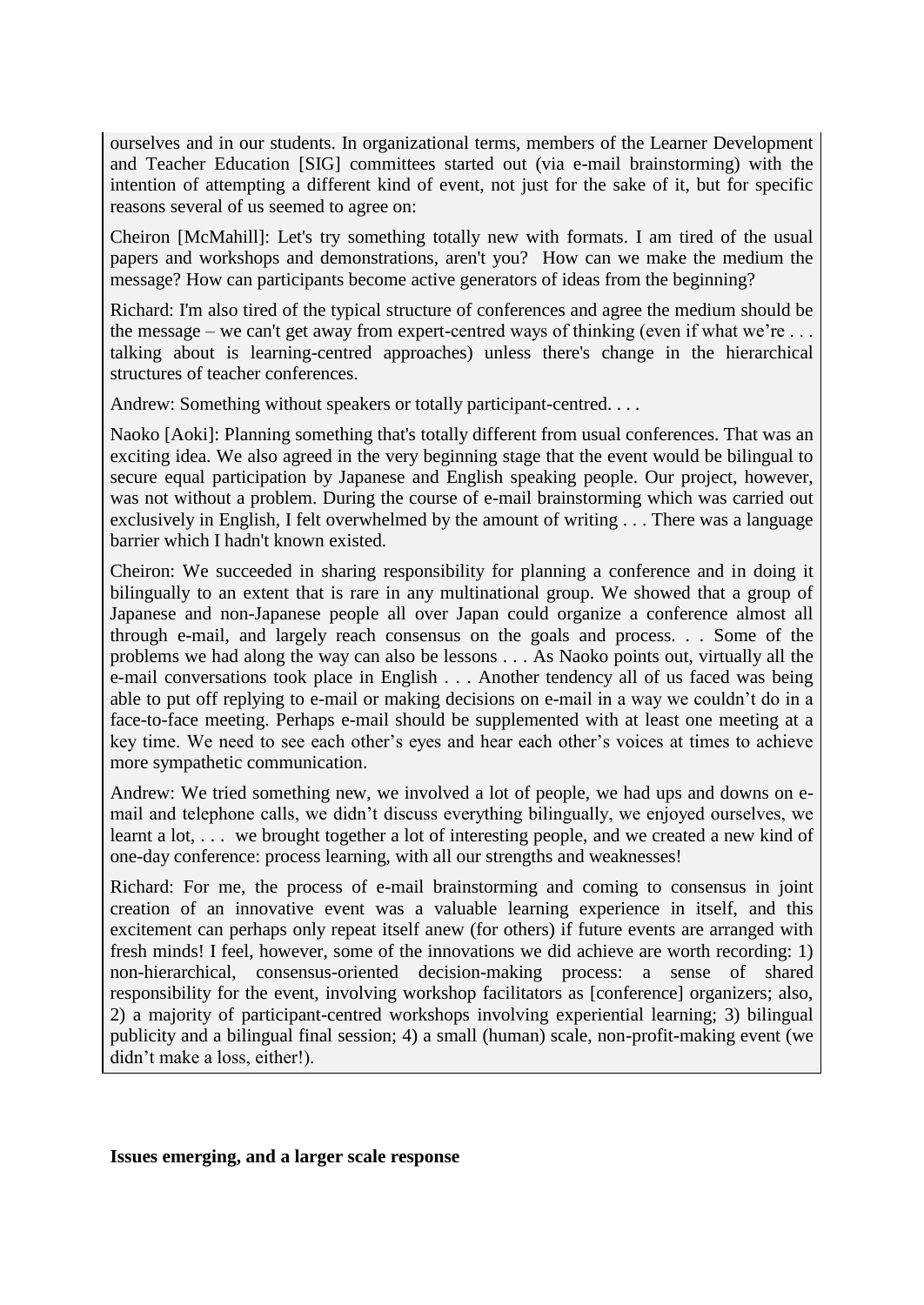ourselves and in our students. In organizational terms, members of the Learner Development and Teacher Education [SIG] committees started out (via e-mail brainstorming) with the intention of attempting a different kind of event, not just for the sake of it, but for specific reasons several of us seemed to agree on:

Cheiron [McMahill]: Let's try something totally new with formats. I am tired of the usual papers and workshops and demonstrations, aren't you? How can we make the medium the message? How can participants become active generators of ideas from the beginning?

Richard: I'm also tired of the typical structure of conferences and agree the medium should be the message – we can't get away from expert-centred ways of thinking (even if what we're . . . talking about is learning-centred approaches) unless there's change in the hierarchical structures of teacher conferences.

Andrew: Something without speakers or totally participant-centred. . . .

Naoko [Aoki]: Planning something that's totally different from usual conferences. That was an exciting idea. We also agreed in the very beginning stage that the event would be bilingual to secure equal participation by Japanese and English speaking people. Our project, however, was not without a problem. During the course of e-mail brainstorming which was carried out exclusively in English, I felt overwhelmed by the amount of writing . . . There was a language barrier which I hadn't known existed.

Cheiron: We succeeded in sharing responsibility for planning a conference and in doing it bilingually to an extent that is rare in any multinational group. We showed that a group of Japanese and non-Japanese people all over Japan could organize a conference almost all through e-mail, and largely reach consensus on the goals and process. . . Some of the problems we had along the way can also be lessons . . . As Naoko points out, virtually all the e-mail conversations took place in English . . . Another tendency all of us faced was being able to put off replying to e-mail or making decisions on e-mail in a way we couldn't do in a face-to-face meeting. Perhaps e-mail should be supplemented with at least one meeting at a key time. We need to see each other's eyes and hear each other's voices at times to achieve more sympathetic communication.

Andrew: We tried something new, we involved a lot of people, we had ups and downs on e-mail and telephone calls, we didn't discuss everything bilingually, we enjoyed ourselves, we learnt a lot, . . . we brought together a lot of interesting people, and we created a new kind of one-day conference: process learning, with all our strengths and weaknesses!

Richard: For me, the process of e-mail brainstorming and coming to consensus in joint creation of an innovative event was a valuable learning experience in itself, and this excitement can perhaps only repeat itself anew (for others) if future events are arranged with fresh minds! I feel, however, some of the innovations we did achieve are worth recording: 1) non-hierarchical, consensus-oriented decision-making process: a sense of shared responsibility for the event, involving workshop facilitators as [conference] organizers; also, 2) a majority of participant-centred workshops involving experiential learning; 3) bilingual publicity and a bilingual final session; 4) a small (human) scale, non-profit-making event (we didn't make a loss, either!).

**Issues emerging, and a larger scale response**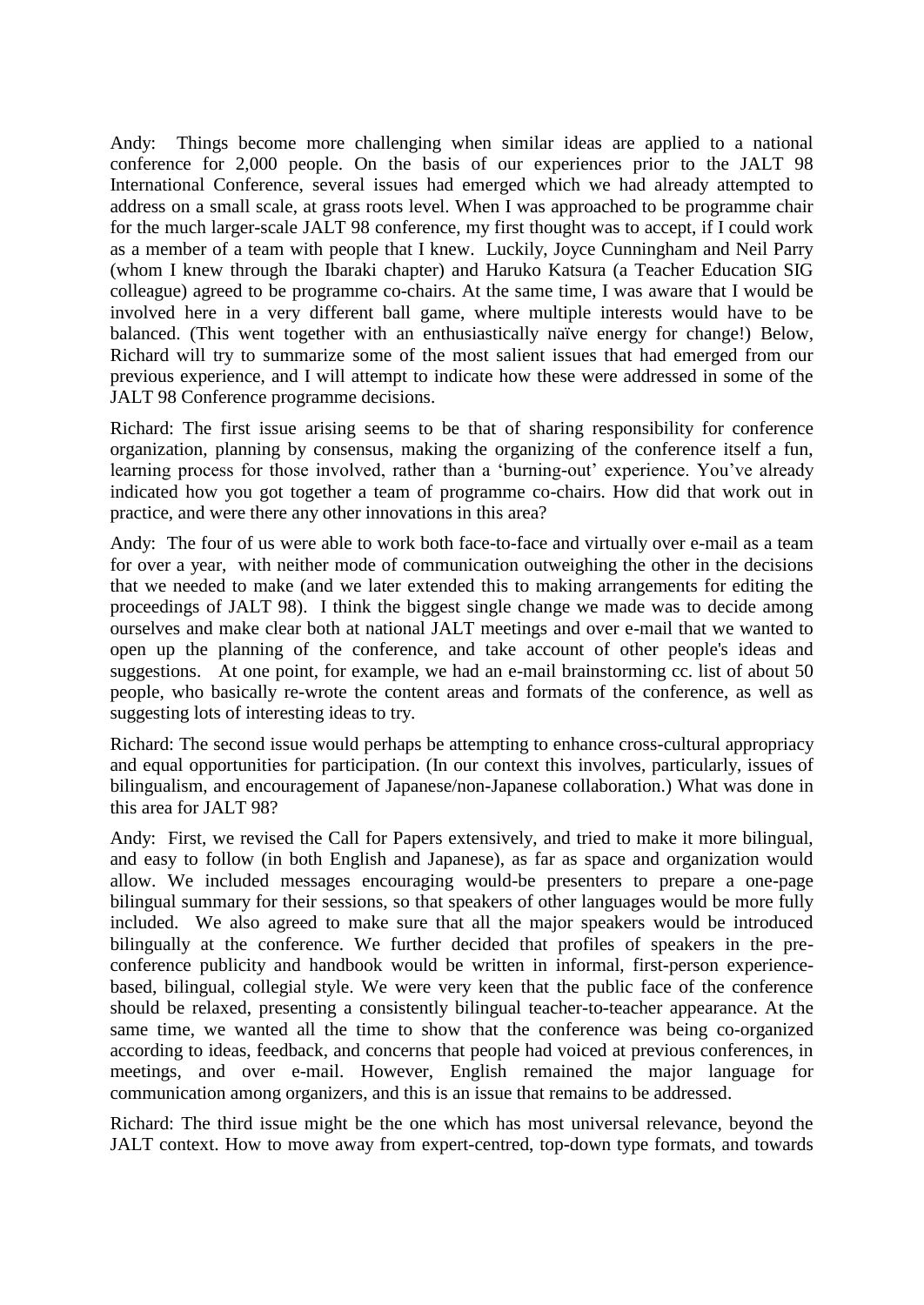Andy: Things become more challenging when similar ideas are applied to a national conference for 2,000 people. On the basis of our experiences prior to the JALT 98 International Conference, several issues had emerged which we had already attempted to address on a small scale, at grass roots level. When I was approached to be programme chair for the much larger-scale JALT 98 conference, my first thought was to accept, if I could work as a member of a team with people that I knew. Luckily, Joyce Cunningham and Neil Parry (whom I knew through the Ibaraki chapter) and Haruko Katsura (a Teacher Education SIG colleague) agreed to be programme co-chairs. At the same time, I was aware that I would be involved here in a very different ball game, where multiple interests would have to be balanced. (This went together with an enthusiastically naïve energy for change!) Below, Richard will try to summarize some of the most salient issues that had emerged from our previous experience, and I will attempt to indicate how these were addressed in some of the JALT 98 Conference programme decisions.

Richard: The first issue arising seems to be that of sharing responsibility for conference organization, planning by consensus, making the organizing of the conference itself a fun, learning process for those involved, rather than a 'burning-out' experience. You've already indicated how you got together a team of programme co-chairs. How did that work out in practice, and were there any other innovations in this area?

Andy: The four of us were able to work both face-to-face and virtually over e-mail as a team for over a year, with neither mode of communication outweighing the other in the decisions that we needed to make (and we later extended this to making arrangements for editing the proceedings of JALT 98). I think the biggest single change we made was to decide among ourselves and make clear both at national JALT meetings and over e-mail that we wanted to open up the planning of the conference, and take account of other people's ideas and suggestions. At one point, for example, we had an e-mail brainstorming cc. list of about 50 people, who basically re-wrote the content areas and formats of the conference, as well as suggesting lots of interesting ideas to try.

Richard: The second issue would perhaps be attempting to enhance cross-cultural appropriacy and equal opportunities for participation. (In our context this involves, particularly, issues of bilingualism, and encouragement of Japanese/non-Japanese collaboration.) What was done in this area for JALT 98?

Andy: First, we revised the Call for Papers extensively, and tried to make it more bilingual, and easy to follow (in both English and Japanese), as far as space and organization would allow. We included messages encouraging would-be presenters to prepare a one-page bilingual summary for their sessions, so that speakers of other languages would be more fully included. We also agreed to make sure that all the major speakers would be introduced bilingually at the conference. We further decided that profiles of speakers in the pre-conference publicity and handbook would be written in informal, first-person experience-based, bilingual, collegial style. We were very keen that the public face of the conference should be relaxed, presenting a consistently bilingual teacher-to-teacher appearance. At the same time, we wanted all the time to show that the conference was being co-organized according to ideas, feedback, and concerns that people had voiced at previous conferences, in meetings, and over e-mail. However, English remained the major language for communication among organizers, and this is an issue that remains to be addressed.

Richard: The third issue might be the one which has most universal relevance, beyond the JALT context. How to move away from expert-centred, top-down type formats, and towards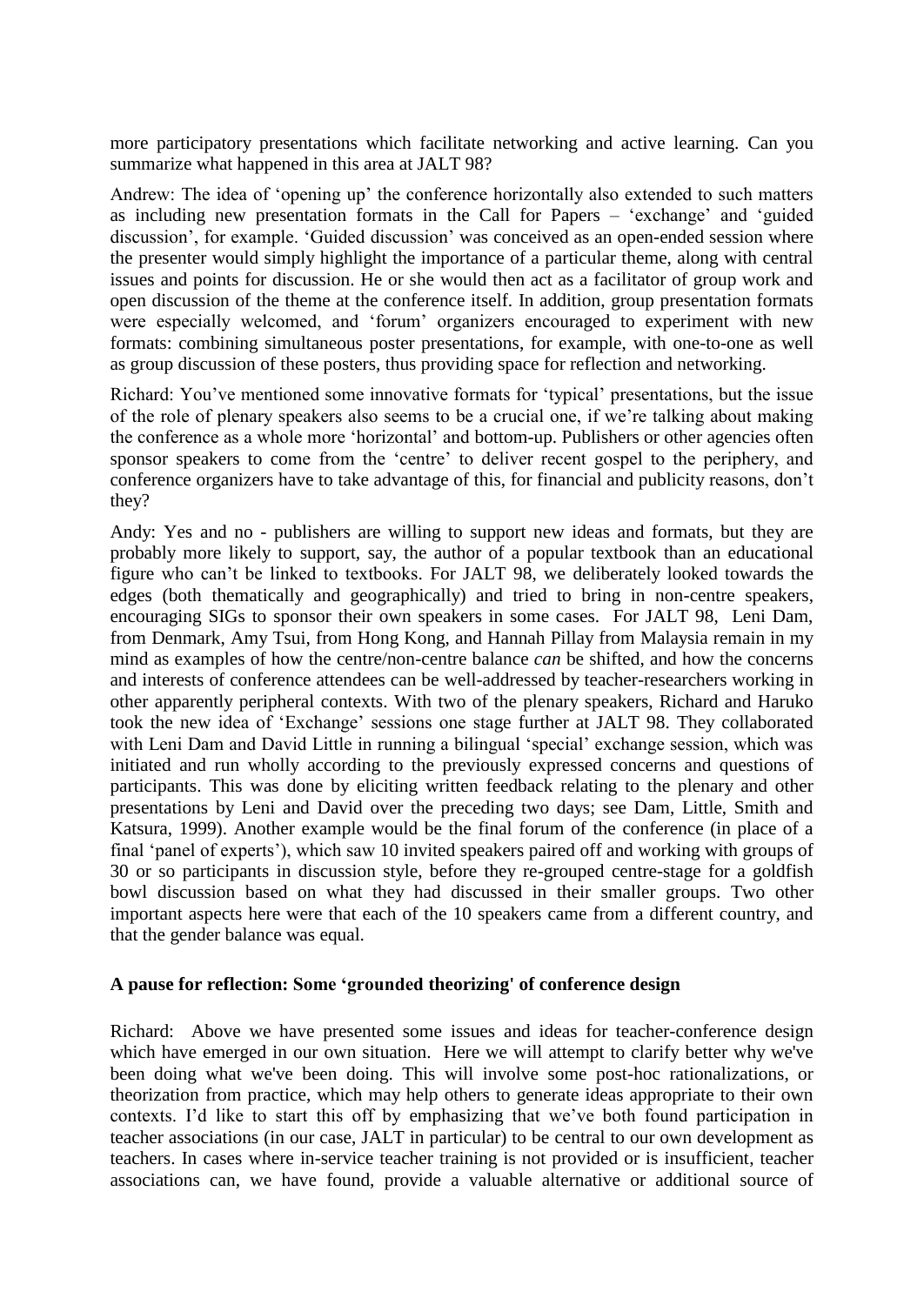more participatory presentations which facilitate networking and active learning. Can you summarize what happened in this area at JALT 98?

Andrew: The idea of 'opening up' the conference horizontally also extended to such matters as including new presentation formats in the Call for Papers – 'exchange' and 'guided discussion', for example. 'Guided discussion' was conceived as an open-ended session where the presenter would simply highlight the importance of a particular theme, along with central issues and points for discussion. He or she would then act as a facilitator of group work and open discussion of the theme at the conference itself. In addition, group presentation formats were especially welcomed, and 'forum' organizers encouraged to experiment with new formats: combining simultaneous poster presentations, for example, with one-to-one as well as group discussion of these posters, thus providing space for reflection and networking.

Richard: You've mentioned some innovative formats for 'typical' presentations, but the issue of the role of plenary speakers also seems to be a crucial one, if we're talking about making the conference as a whole more 'horizontal' and bottom-up. Publishers or other agencies often sponsor speakers to come from the 'centre' to deliver recent gospel to the periphery, and conference organizers have to take advantage of this, for financial and publicity reasons, don't they?

Andy: Yes and no - publishers are willing to support new ideas and formats, but they are probably more likely to support, say, the author of a popular textbook than an educational figure who can't be linked to textbooks. For JALT 98, we deliberately looked towards the edges (both thematically and geographically) and tried to bring in non-centre speakers, encouraging SIGs to sponsor their own speakers in some cases. For JALT 98, Leni Dam, from Denmark, Amy Tsui, from Hong Kong, and Hannah Pillay from Malaysia remain in my mind as examples of how the centre/non-centre balance *can* be shifted, and how the concerns and interests of conference attendees can be well-addressed by teacher-researchers working in other apparently peripheral contexts. With two of the plenary speakers, Richard and Haruko took the new idea of 'Exchange' sessions one stage further at JALT 98. They collaborated with Leni Dam and David Little in running a bilingual 'special' exchange session, which was initiated and run wholly according to the previously expressed concerns and questions of participants. This was done by eliciting written feedback relating to the plenary and other presentations by Leni and David over the preceding two days; see Dam, Little, Smith and Katsura, 1999). Another example would be the final forum of the conference (in place of a final 'panel of experts'), which saw 10 invited speakers paired off and working with groups of 30 or so participants in discussion style, before they re-grouped centre-stage for a goldfish bowl discussion based on what they had discussed in their smaller groups. Two other important aspects here were that each of the 10 speakers came from a different country, and that the gender balance was equal.

**A pause for reflection: Some 'grounded theorizing' of conference design**

Richard: Above we have presented some issues and ideas for teacher-conference design which have emerged in our own situation. Here we will attempt to clarify better why we've been doing what we've been doing. This will involve some post-hoc rationalizations, or theorization from practice, which may help others to generate ideas appropriate to their own contexts. I'd like to start this off by emphasizing that we've both found participation in teacher associations (in our case, JALT in particular) to be central to our own development as teachers. In cases where in-service teacher training is not provided or is insufficient, teacher associations can, we have found, provide a valuable alternative or additional source of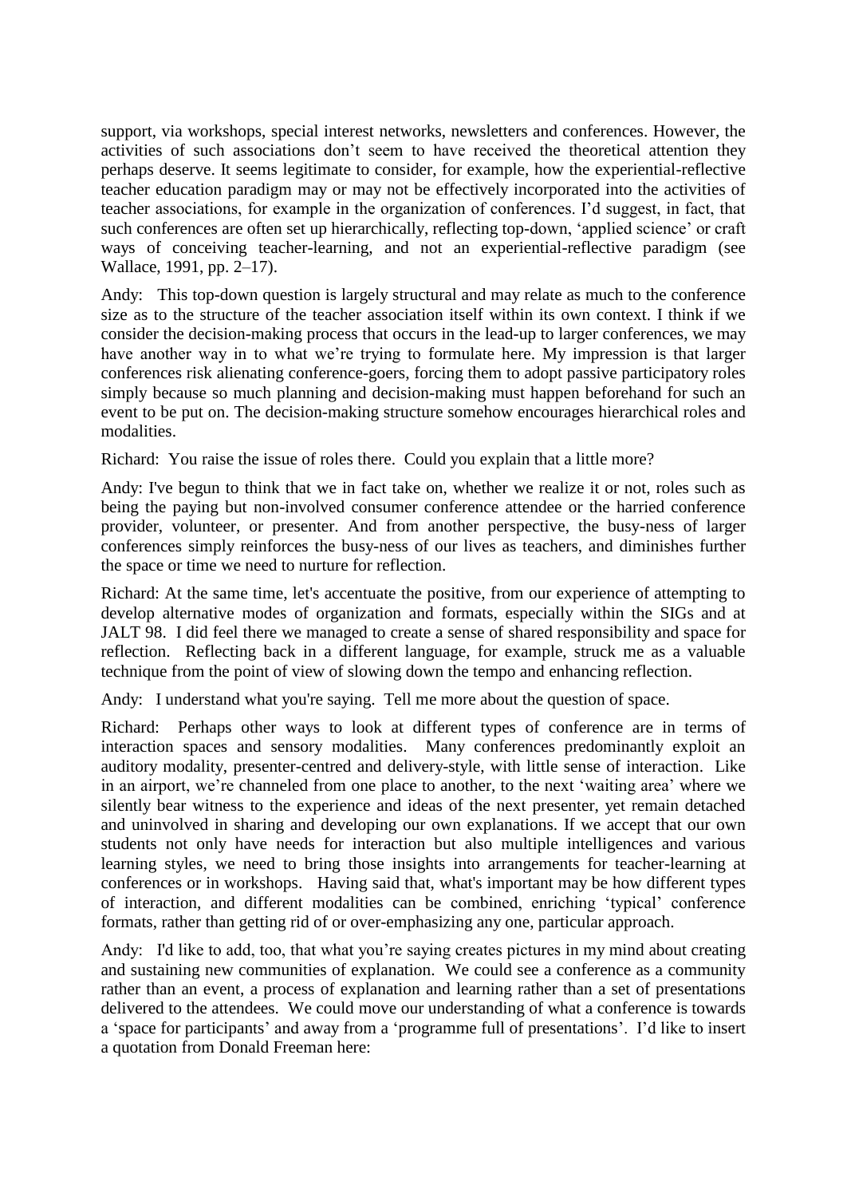support, via workshops, special interest networks, newsletters and conferences. However, the activities of such associations don't seem to have received the theoretical attention they perhaps deserve. It seems legitimate to consider, for example, how the experiential-reflective teacher education paradigm may or may not be effectively incorporated into the activities of teacher associations, for example in the organization of conferences. I'd suggest, in fact, that such conferences are often set up hierarchically, reflecting top-down, 'applied science' or craft ways of conceiving teacher-learning, and not an experiential-reflective paradigm (see Wallace, 1991, pp. 2–17).

Andy: This top-down question is largely structural and may relate as much to the conference size as to the structure of the teacher association itself within its own context. I think if we consider the decision-making process that occurs in the lead-up to larger conferences, we may have another way in to what we're trying to formulate here. My impression is that larger conferences risk alienating conference-goers, forcing them to adopt passive participatory roles simply because so much planning and decision-making must happen beforehand for such an event to be put on. The decision-making structure somehow encourages hierarchical roles and modalities.

Richard: You raise the issue of roles there. Could you explain that a little more?

Andy: I've begun to think that we in fact take on, whether we realize it or not, roles such as being the paying but non-involved consumer conference attendee or the harried conference provider, volunteer, or presenter. And from another perspective, the busy-ness of larger conferences simply reinforces the busy-ness of our lives as teachers, and diminishes further the space or time we need to nurture for reflection.

Richard: At the same time, let's accentuate the positive, from our experience of attempting to develop alternative modes of organization and formats, especially within the SIGs and at JALT 98. I did feel there we managed to create a sense of shared responsibility and space for reflection. Reflecting back in a different language, for example, struck me as a valuable technique from the point of view of slowing down the tempo and enhancing reflection.

Andy: I understand what you're saying. Tell me more about the question of space.

Richard: Perhaps other ways to look at different types of conference are in terms of interaction spaces and sensory modalities. Many conferences predominantly exploit an auditory modality, presenter-centred and delivery-style, with little sense of interaction. Like in an airport, we're channeled from one place to another, to the next 'waiting area' where we silently bear witness to the experience and ideas of the next presenter, yet remain detached and uninvolved in sharing and developing our own explanations. If we accept that our own students not only have needs for interaction but also multiple intelligences and various learning styles, we need to bring those insights into arrangements for teacher-learning at conferences or in workshops. Having said that, what's important may be how different types of interaction, and different modalities can be combined, enriching 'typical' conference formats, rather than getting rid of or over-emphasizing any one, particular approach.

Andy: I'd like to add, too, that what you're saying creates pictures in my mind about creating and sustaining new communities of explanation. We could see a conference as a community rather than an event, a process of explanation and learning rather than a set of presentations delivered to the attendees. We could move our understanding of what a conference is towards a 'space for participants' and away from a 'programme full of presentations'. I'd like to insert a quotation from Donald Freeman here: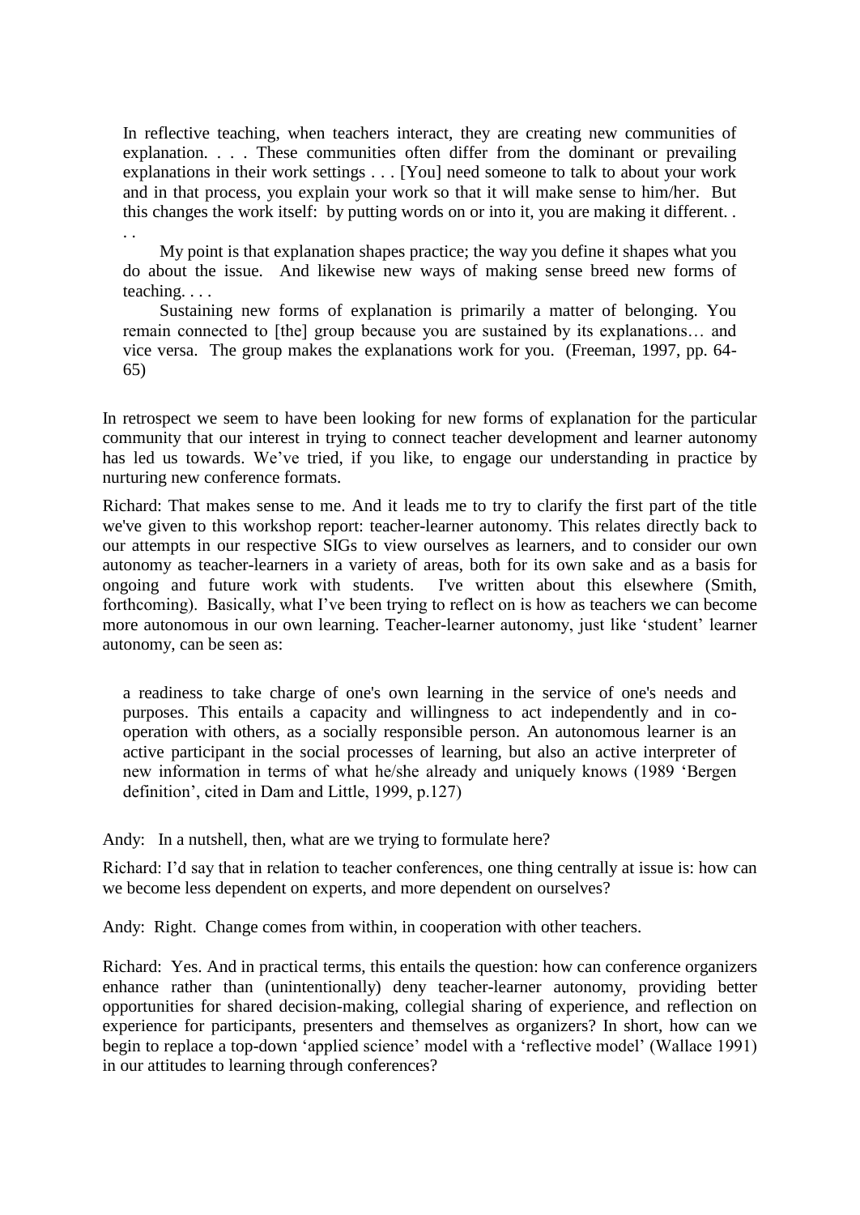> In reflective teaching, when teachers interact, they are creating new communities of explanation. . . . These communities often differ from the dominant or prevailing explanations in their work settings . . . [You] need someone to talk to about your work and in that process, you explain your work so that it will make sense to him/her. But this changes the work itself: by putting words on or into it, you are making it different. . . .
>
> My point is that explanation shapes practice; the way you define it shapes what you do about the issue. And likewise new ways of making sense breed new forms of teaching. . . .
>
> Sustaining new forms of explanation is primarily a matter of belonging. You remain connected to [the] group because you are sustained by its explanations… and vice versa. The group makes the explanations work for you. (Freeman, 1997, pp. 64-65)

In retrospect we seem to have been looking for new forms of explanation for the particular community that our interest in trying to connect teacher development and learner autonomy has led us towards. We've tried, if you like, to engage our understanding in practice by nurturing new conference formats.

Richard: That makes sense to me. And it leads me to try to clarify the first part of the title we've given to this workshop report: teacher-learner autonomy. This relates directly back to our attempts in our respective SIGs to view ourselves as learners, and to consider our own autonomy as teacher-learners in a variety of areas, both for its own sake and as a basis for ongoing and future work with students. I've written about this elsewhere (Smith, forthcoming). Basically, what I've been trying to reflect on is how as teachers we can become more autonomous in our own learning. Teacher-learner autonomy, just like 'student' learner autonomy, can be seen as:

> a readiness to take charge of one's own learning in the service of one's needs and purposes. This entails a capacity and willingness to act independently and in co-operation with others, as a socially responsible person. An autonomous learner is an active participant in the social processes of learning, but also an active interpreter of new information in terms of what he/she already and uniquely knows (1989 'Bergen definition', cited in Dam and Little, 1999, p.127)

Andy: In a nutshell, then, what are we trying to formulate here?

Richard: I'd say that in relation to teacher conferences, one thing centrally at issue is: how can we become less dependent on experts, and more dependent on ourselves?

Andy: Right. Change comes from within, in cooperation with other teachers.

Richard: Yes. And in practical terms, this entails the question: how can conference organizers enhance rather than (unintentionally) deny teacher-learner autonomy, providing better opportunities for shared decision-making, collegial sharing of experience, and reflection on experience for participants, presenters and themselves as organizers? In short, how can we begin to replace a top-down 'applied science' model with a 'reflective model' (Wallace 1991) in our attitudes to learning through conferences?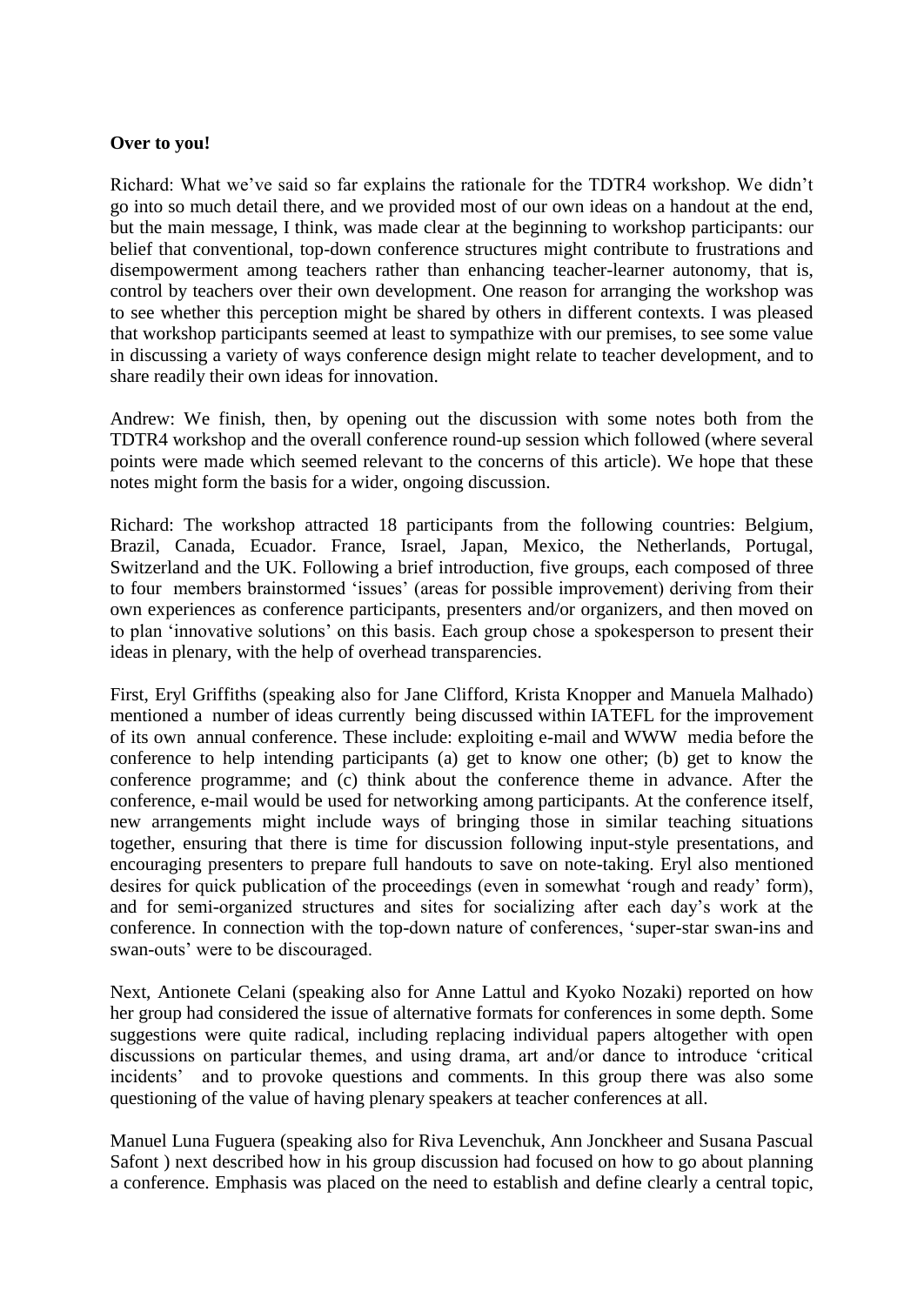**Over to you!**

Richard: What we've said so far explains the rationale for the TDTR4 workshop. We didn't go into so much detail there, and we provided most of our own ideas on a handout at the end, but the main message, I think, was made clear at the beginning to workshop participants: our belief that conventional, top-down conference structures might contribute to frustrations and disempowerment among teachers rather than enhancing teacher-learner autonomy, that is, control by teachers over their own development. One reason for arranging the workshop was to see whether this perception might be shared by others in different contexts. I was pleased that workshop participants seemed at least to sympathize with our premises, to see some value in discussing a variety of ways conference design might relate to teacher development, and to share readily their own ideas for innovation.

Andrew: We finish, then, by opening out the discussion with some notes both from the TDTR4 workshop and the overall conference round-up session which followed (where several points were made which seemed relevant to the concerns of this article). We hope that these notes might form the basis for a wider, ongoing discussion.

Richard: The workshop attracted 18 participants from the following countries: Belgium, Brazil, Canada, Ecuador. France, Israel, Japan, Mexico, the Netherlands, Portugal, Switzerland and the UK. Following a brief introduction, five groups, each composed of three to four members brainstormed 'issues' (areas for possible improvement) deriving from their own experiences as conference participants, presenters and/or organizers, and then moved on to plan 'innovative solutions' on this basis. Each group chose a spokesperson to present their ideas in plenary, with the help of overhead transparencies.

First, Eryl Griffiths (speaking also for Jane Clifford, Krista Knopper and Manuela Malhado) mentioned a number of ideas currently being discussed within IATEFL for the improvement of its own annual conference. These include: exploiting e-mail and WWW media before the conference to help intending participants (a) get to know one other; (b) get to know the conference programme; and (c) think about the conference theme in advance. After the conference, e-mail would be used for networking among participants. At the conference itself, new arrangements might include ways of bringing those in similar teaching situations together, ensuring that there is time for discussion following input-style presentations, and encouraging presenters to prepare full handouts to save on note-taking. Eryl also mentioned desires for quick publication of the proceedings (even in somewhat 'rough and ready' form), and for semi-organized structures and sites for socializing after each day's work at the conference. In connection with the top-down nature of conferences, 'super-star swan-ins and swan-outs' were to be discouraged.

Next, Antionete Celani (speaking also for Anne Lattul and Kyoko Nozaki) reported on how her group had considered the issue of alternative formats for conferences in some depth. Some suggestions were quite radical, including replacing individual papers altogether with open discussions on particular themes, and using drama, art and/or dance to introduce 'critical incidents' and to provoke questions and comments. In this group there was also some questioning of the value of having plenary speakers at teacher conferences at all.

Manuel Luna Fuguera (speaking also for Riva Levenchuk, Ann Jonckheer and Susana Pascual Safont ) next described how in his group discussion had focused on how to go about planning a conference. Emphasis was placed on the need to establish and define clearly a central topic,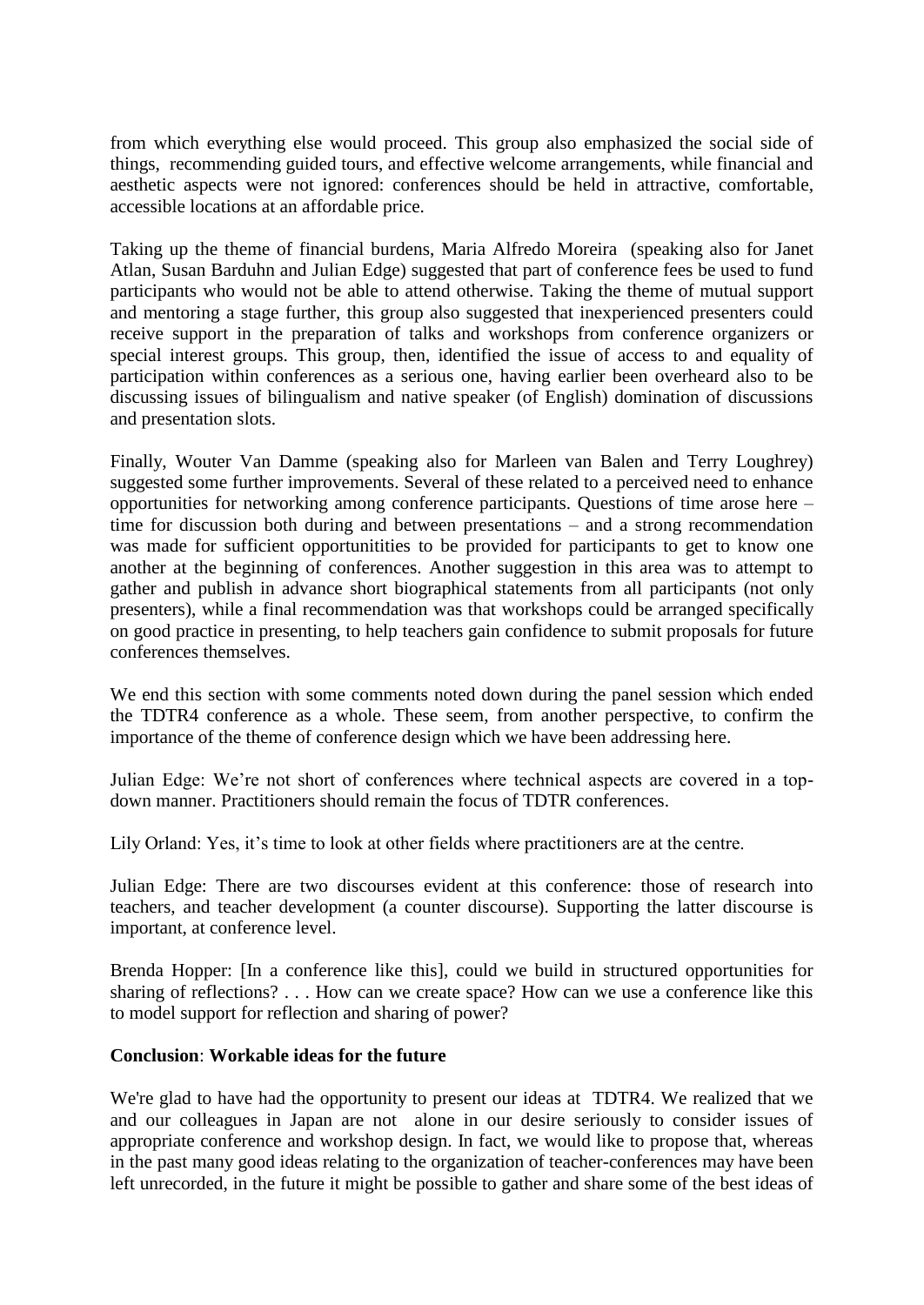from which everything else would proceed. This group also emphasized the social side of things, recommending guided tours, and effective welcome arrangements, while financial and aesthetic aspects were not ignored: conferences should be held in attractive, comfortable, accessible locations at an affordable price.

Taking up the theme of financial burdens, Maria Alfredo Moreira (speaking also for Janet Atlan, Susan Barduhn and Julian Edge) suggested that part of conference fees be used to fund participants who would not be able to attend otherwise. Taking the theme of mutual support and mentoring a stage further, this group also suggested that inexperienced presenters could receive support in the preparation of talks and workshops from conference organizers or special interest groups. This group, then, identified the issue of access to and equality of participation within conferences as a serious one, having earlier been overheard also to be discussing issues of bilingualism and native speaker (of English) domination of discussions and presentation slots.

Finally, Wouter Van Damme (speaking also for Marleen van Balen and Terry Loughrey) suggested some further improvements. Several of these related to a perceived need to enhance opportunities for networking among conference participants. Questions of time arose here – time for discussion both during and between presentations – and a strong recommendation was made for sufficient opportunitities to be provided for participants to get to know one another at the beginning of conferences. Another suggestion in this area was to attempt to gather and publish in advance short biographical statements from all participants (not only presenters), while a final recommendation was that workshops could be arranged specifically on good practice in presenting, to help teachers gain confidence to submit proposals for future conferences themselves.

We end this section with some comments noted down during the panel session which ended the TDTR4 conference as a whole. These seem, from another perspective, to confirm the importance of the theme of conference design which we have been addressing here.

Julian Edge: We're not short of conferences where technical aspects are covered in a top-down manner. Practitioners should remain the focus of TDTR conferences.

Lily Orland: Yes, it's time to look at other fields where practitioners are at the centre.

Julian Edge: There are two discourses evident at this conference: those of research into teachers, and teacher development (a counter discourse). Supporting the latter discourse is important, at conference level.

Brenda Hopper: [In a conference like this], could we build in structured opportunities for sharing of reflections? . . . How can we create space? How can we use a conference like this to model support for reflection and sharing of power?

**Conclusion**: **Workable ideas for the future**

We're glad to have had the opportunity to present our ideas at TDTR4. We realized that we and our colleagues in Japan are not alone in our desire seriously to consider issues of appropriate conference and workshop design. In fact, we would like to propose that, whereas in the past many good ideas relating to the organization of teacher-conferences may have been left unrecorded, in the future it might be possible to gather and share some of the best ideas of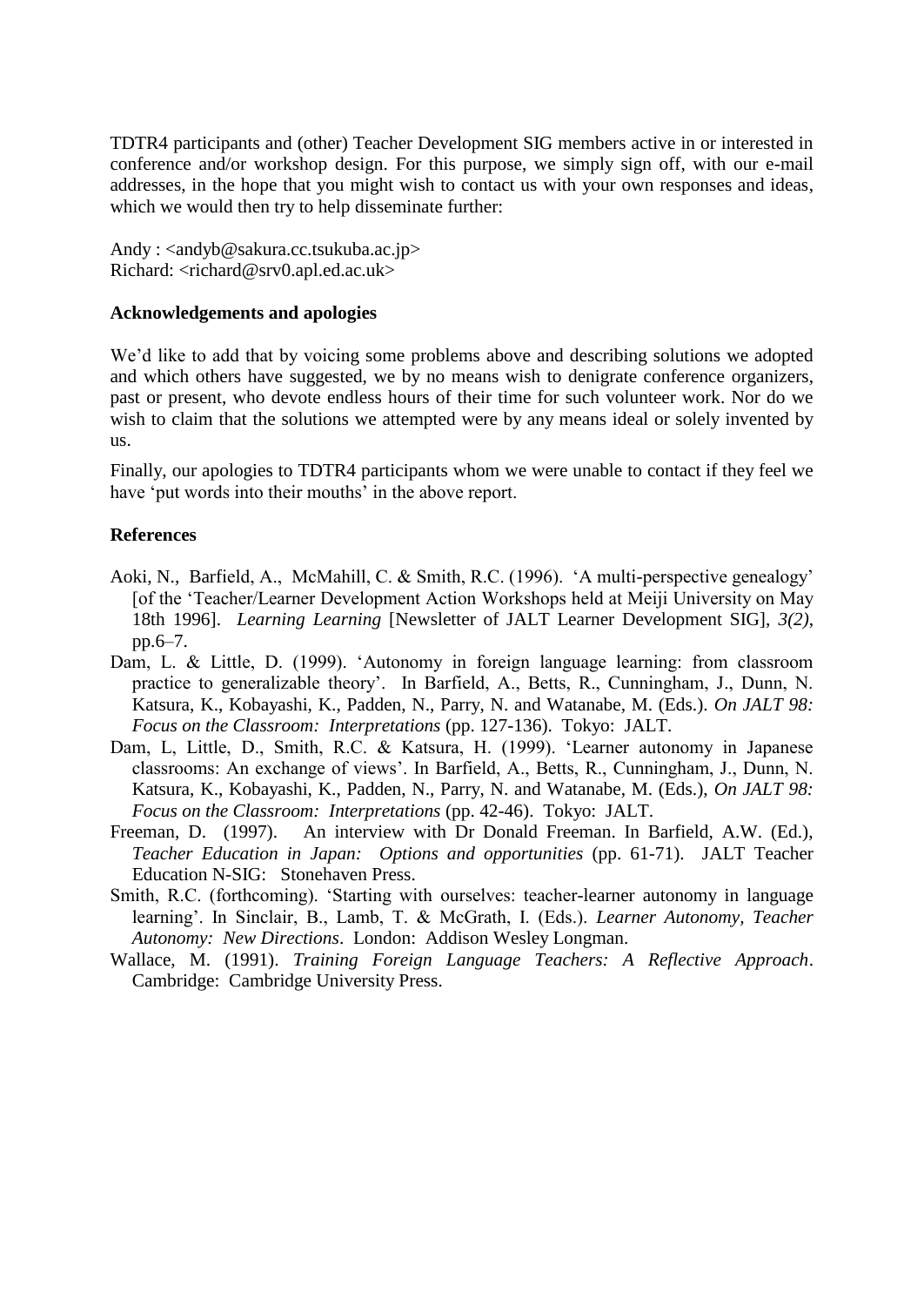TDTR4 participants and (other) Teacher Development SIG members active in or interested in conference and/or workshop design. For this purpose, we simply sign off, with our e-mail addresses, in the hope that you might wish to contact us with your own responses and ideas, which we would then try to help disseminate further:

Andy : <andyb@sakura.cc.tsukuba.ac.jp>
Richard: <richard@srv0.apl.ed.ac.uk>

**Acknowledgements and apologies**

We'd like to add that by voicing some problems above and describing solutions we adopted and which others have suggested, we by no means wish to denigrate conference organizers, past or present, who devote endless hours of their time for such volunteer work. Nor do we wish to claim that the solutions we attempted were by any means ideal or solely invented by us.

Finally, our apologies to TDTR4 participants whom we were unable to contact if they feel we have 'put words into their mouths' in the above report.

**References**

Aoki, N., Barfield, A., McMahill, C. & Smith, R.C. (1996). 'A multi-perspective genealogy' [of the 'Teacher/Learner Development Action Workshops held at Meiji University on May 18th 1996]. *Learning Learning* [Newsletter of JALT Learner Development SIG], *3(2)*, pp.6–7.

Dam, L. & Little, D. (1999). 'Autonomy in foreign language learning: from classroom practice to generalizable theory'. In Barfield, A., Betts, R., Cunningham, J., Dunn, N. Katsura, K., Kobayashi, K., Padden, N., Parry, N. and Watanabe, M. (Eds.). *On JALT 98: Focus on the Classroom: Interpretations* (pp. 127-136). Tokyo: JALT.

Dam, L, Little, D., Smith, R.C. & Katsura, H. (1999). 'Learner autonomy in Japanese classrooms: An exchange of views'. In Barfield, A., Betts, R., Cunningham, J., Dunn, N. Katsura, K., Kobayashi, K., Padden, N., Parry, N. and Watanabe, M. (Eds.), *On JALT 98: Focus on the Classroom: Interpretations* (pp. 42-46). Tokyo: JALT.

Freeman, D. (1997). An interview with Dr Donald Freeman. In Barfield, A.W. (Ed.), *Teacher Education in Japan: Options and opportunities* (pp. 61-71). JALT Teacher Education N-SIG: Stonehaven Press.

Smith, R.C. (forthcoming). 'Starting with ourselves: teacher-learner autonomy in language learning'. In Sinclair, B., Lamb, T. & McGrath, I. (Eds.). *Learner Autonomy, Teacher Autonomy: New Directions*. London: Addison Wesley Longman.

Wallace, M. (1991). *Training Foreign Language Teachers: A Reflective Approach*. Cambridge: Cambridge University Press.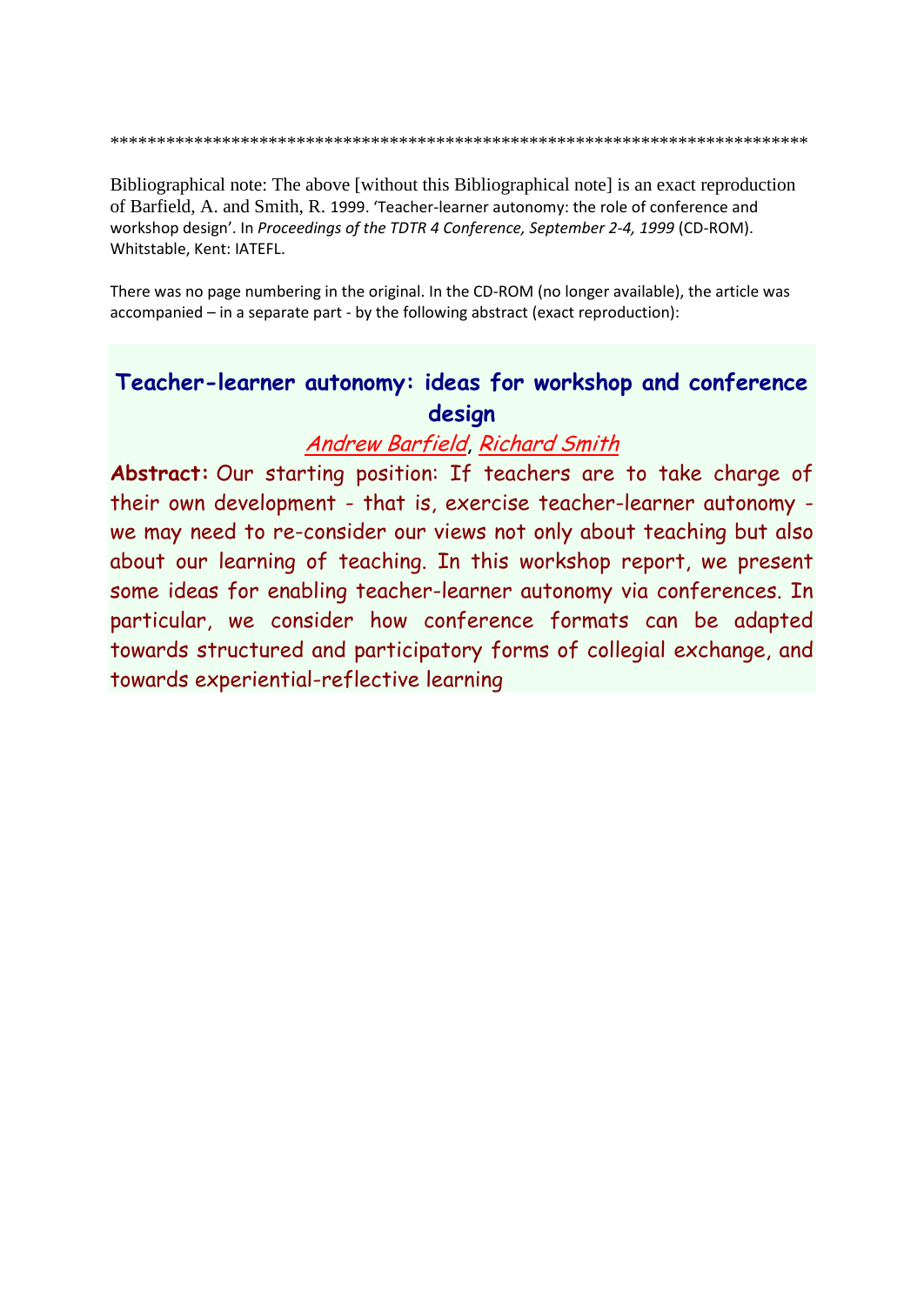\*\*\*\*\*\*\*\*\*\*\*\*\*\*\*\*\*\*\*\*\*\*\*\*\*\*\*\*\*\*\*\*\*\*\*\*\*\*\*\*\*\*\*\*\*\*\*\*\*\*\*\*\*\*\*\*\*\*\*\*\*\*\*\*\*\*\*\*\*\*\*\*\*\*\*\*\*\*

Bibliographical note: The above [without this Bibliographical note] is an exact reproduction of Barfield, A. and Smith, R. 1999. 'Teacher-learner autonomy: the role of conference and workshop design'. In *Proceedings of the TDTR 4 Conference, September 2-4, 1999* (CD-ROM). Whitstable, Kent: IATEFL.

There was no page numbering in the original. In the CD-ROM (no longer available), the article was accompanied – in a separate part - by the following abstract (exact reproduction):

## Teacher-learner autonomy: ideas for workshop and conference design

*Andrew Barfield*, *Richard Smith*

**Abstract:** Our starting position: If teachers are to take charge of their own development - that is, exercise teacher-learner autonomy - we may need to re-consider our views not only about teaching but also about our learning of teaching. In this workshop report, we present some ideas for enabling teacher-learner autonomy via conferences. In particular, we consider how conference formats can be adapted towards structured and participatory forms of collegial exchange, and towards experiential-reflective learning